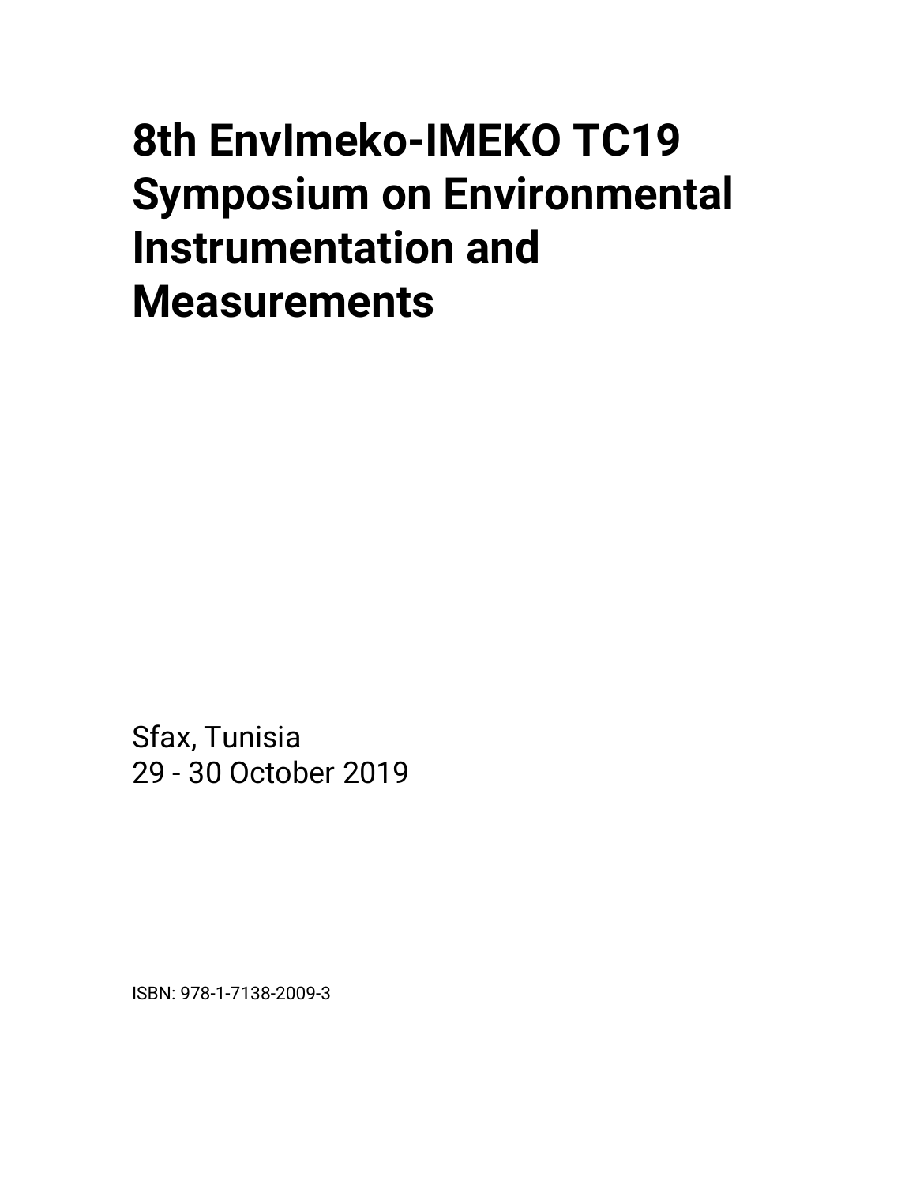# 8th EnvImeko-IMEKO TC19 Symposium on Environmental Instrumentation and Measurements

Sfax, Tunisia
29 - 30 October 2019

ISBN: 978-1-7138-2009-3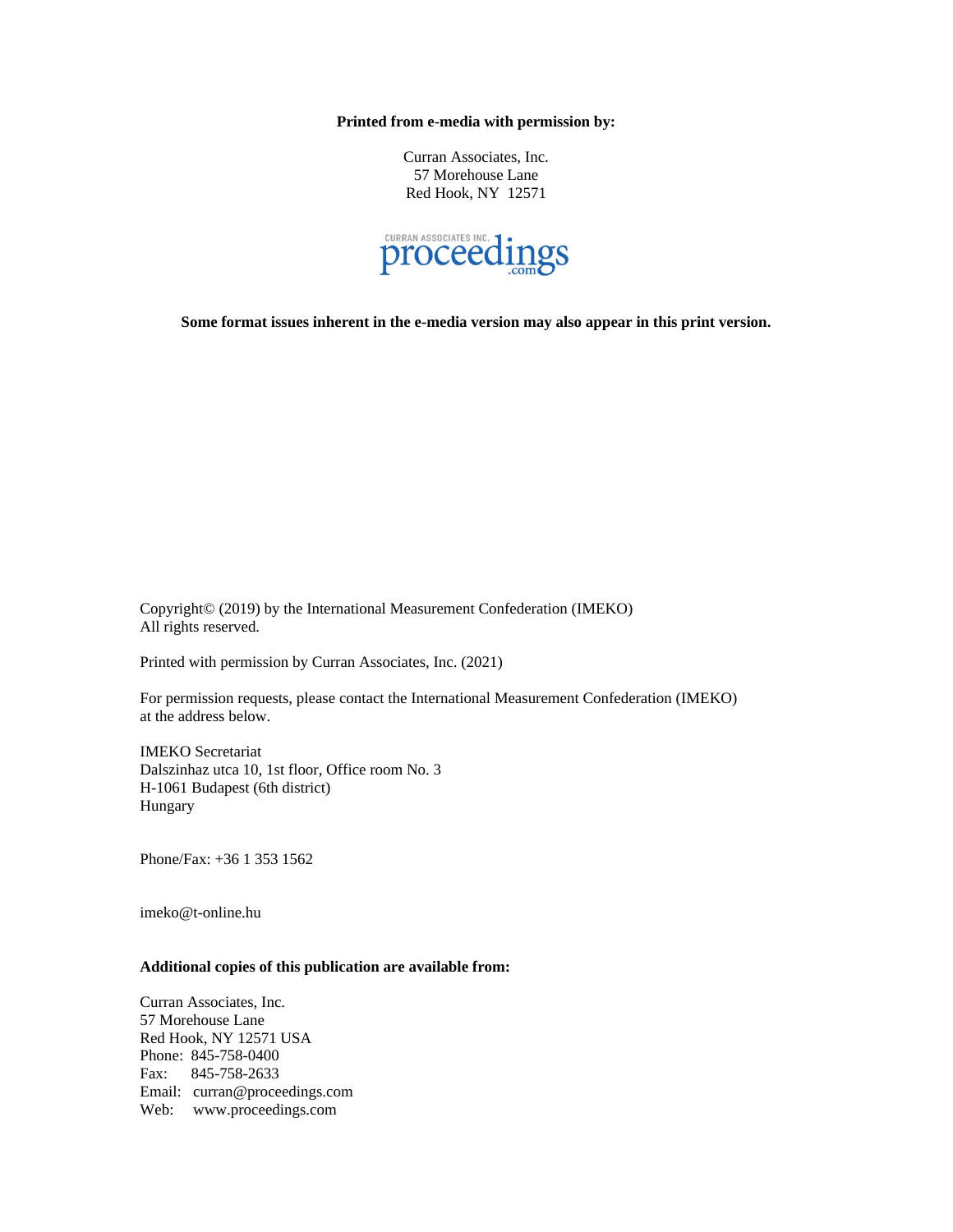**Printed from e-media with permission by:**

Curran Associates, Inc.
57 Morehouse Lane
Red Hook, NY 12571

**Some format issues inherent in the e-media version may also appear in this print version.**

Copyright© (2019) by the International Measurement Confederation (IMEKO)
All rights reserved.

Printed with permission by Curran Associates, Inc. (2021)

For permission requests, please contact the International Measurement Confederation (IMEKO) at the address below.

IMEKO Secretariat
Dalszinhaz utca 10, 1st floor, Office room No. 3
H-1061 Budapest (6th district)
Hungary

Phone/Fax: +36 1 353 1562

imeko@t-online.hu

**Additional copies of this publication are available from:**

Curran Associates, Inc.
57 Morehouse Lane
Red Hook, NY 12571 USA
Phone: 845-758-0400
Fax: 845-758-2633
Email: curran@proceedings.com
Web: www.proceedings.com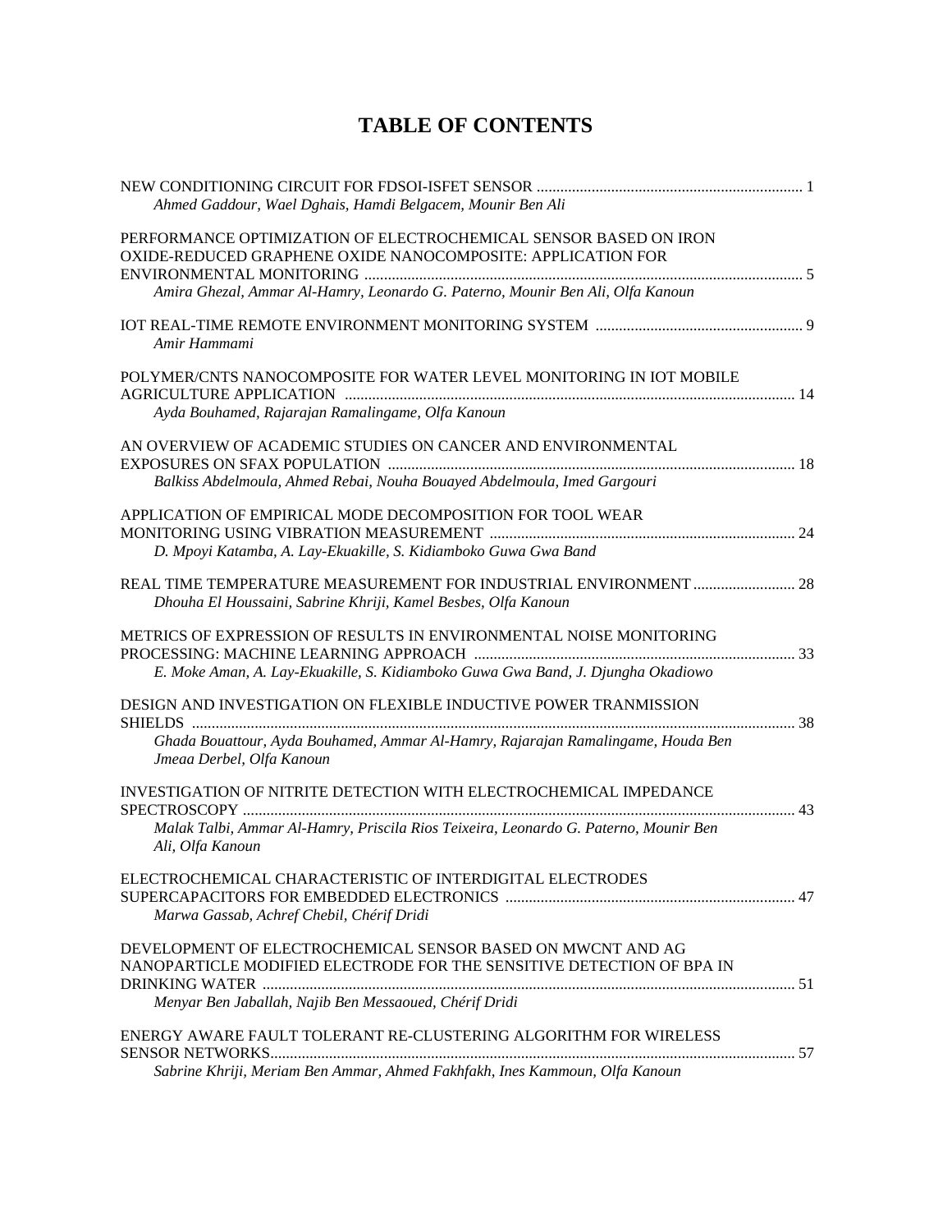# TABLE OF CONTENTS

NEW CONDITIONING CIRCUIT FOR FDSOI-ISFET SENSOR ... 1
*Ahmed Gaddour, Wael Dghais, Hamdi Belgacem, Mounir Ben Ali*

PERFORMANCE OPTIMIZATION OF ELECTROCHEMICAL SENSOR BASED ON IRON OXIDE-REDUCED GRAPHENE OXIDE NANOCOMPOSITE: APPLICATION FOR ENVIRONMENTAL MONITORING ... 5
*Amira Ghezal, Ammar Al-Hamry, Leonardo G. Paterno, Mounir Ben Ali, Olfa Kanoun*

IOT REAL-TIME REMOTE ENVIRONMENT MONITORING SYSTEM ... 9
*Amir Hammami*

POLYMER/CNTS NANOCOMPOSITE FOR WATER LEVEL MONITORING IN IOT MOBILE AGRICULTURE APPLICATION ... 14
*Ayda Bouhamed, Rajarajan Ramalingame, Olfa Kanoun*

AN OVERVIEW OF ACADEMIC STUDIES ON CANCER AND ENVIRONMENTAL EXPOSURES ON SFAX POPULATION ... 18
*Balkiss Abdelmoula, Ahmed Rebai, Nouha Bouayed Abdelmoula, Imed Gargouri*

APPLICATION OF EMPIRICAL MODE DECOMPOSITION FOR TOOL WEAR MONITORING USING VIBRATION MEASUREMENT ... 24
*D. Mpoyi Katamba, A. Lay-Ekuakille, S. Kidiamboko Guwa Gwa Band*

REAL TIME TEMPERATURE MEASUREMENT FOR INDUSTRIAL ENVIRONMENT ... 28
*Dhouha El Houssaini, Sabrine Khriji, Kamel Besbes, Olfa Kanoun*

METRICS OF EXPRESSION OF RESULTS IN ENVIRONMENTAL NOISE MONITORING PROCESSING: MACHINE LEARNING APPROACH ... 33
*E. Moke Aman, A. Lay-Ekuakille, S. Kidiamboko Guwa Gwa Band, J. Djungha Okadiowo*

DESIGN AND INVESTIGATION ON FLEXIBLE INDUCTIVE POWER TRANMISSION SHIELDS ... 38
*Ghada Bouattour, Ayda Bouhamed, Ammar Al-Hamry, Rajarajan Ramalingame, Houda Ben Jmeaa Derbel, Olfa Kanoun*

INVESTIGATION OF NITRITE DETECTION WITH ELECTROCHEMICAL IMPEDANCE SPECTROSCOPY ... 43
*Malak Talbi, Ammar Al-Hamry, Priscila Rios Teixeira, Leonardo G. Paterno, Mounir Ben Ali, Olfa Kanoun*

ELECTROCHEMICAL CHARACTERISTIC OF INTERDIGITAL ELECTRODES SUPERCAPACITORS FOR EMBEDDED ELECTRONICS ... 47
*Marwa Gassab, Achref Chebil, Chérif Dridi*

DEVELOPMENT OF ELECTROCHEMICAL SENSOR BASED ON MWCNT AND AG NANOPARTICLE MODIFIED ELECTRODE FOR THE SENSITIVE DETECTION OF BPA IN DRINKING WATER ... 51
*Menyar Ben Jaballah, Najib Ben Messaoued, Chérif Dridi*

ENERGY AWARE FAULT TOLERANT RE-CLUSTERING ALGORITHM FOR WIRELESS SENSOR NETWORKS ... 57
*Sabrine Khriji, Meriam Ben Ammar, Ahmed Fakhfakh, Ines Kammoun, Olfa Kanoun*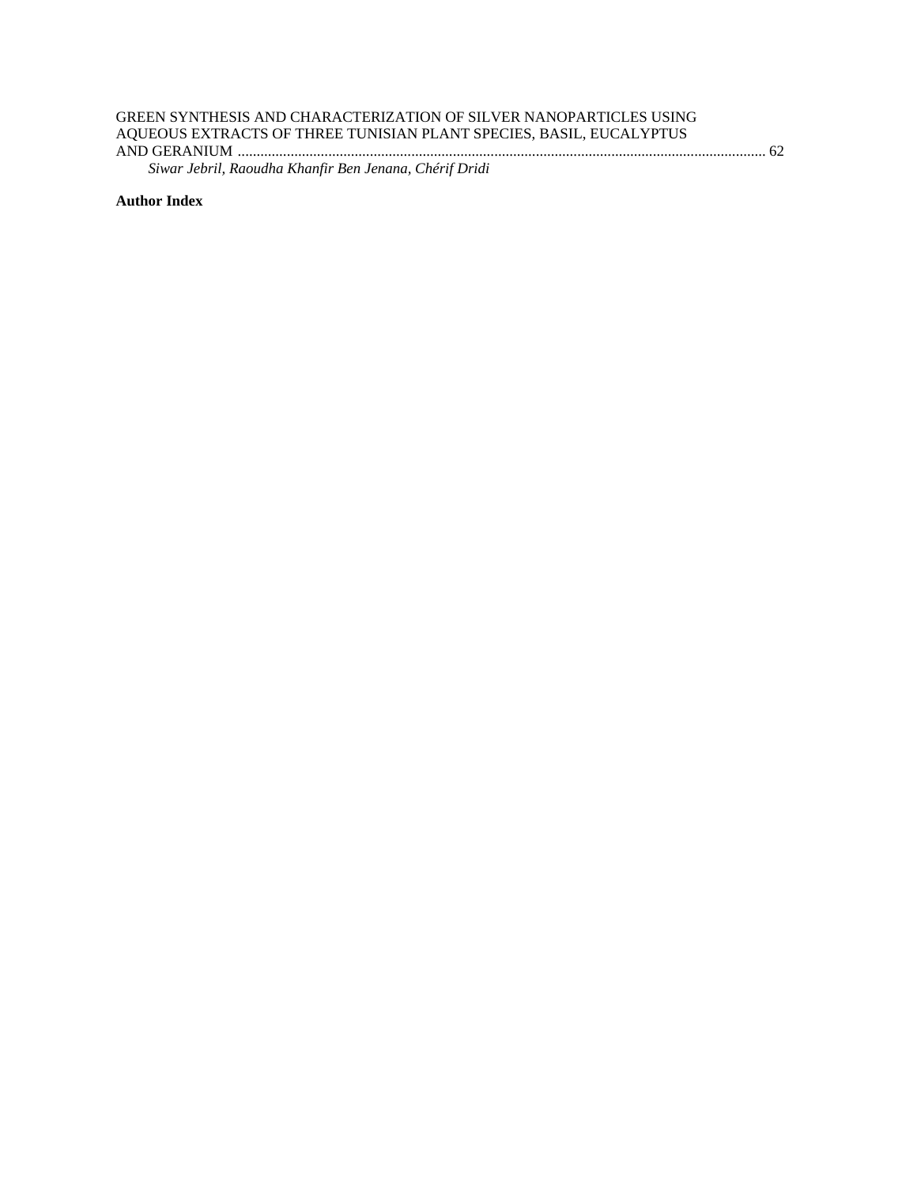GREEN SYNTHESIS AND CHARACTERIZATION OF SILVER NANOPARTICLES USING AQUEOUS EXTRACTS OF THREE TUNISIAN PLANT SPECIES, BASIL, EUCALYPTUS AND GERANIUM ........................................................................................................................................... 62
*Siwar Jebril, Raoudha Khanfir Ben Jenana, Chérif Dridi*

**Author Index**